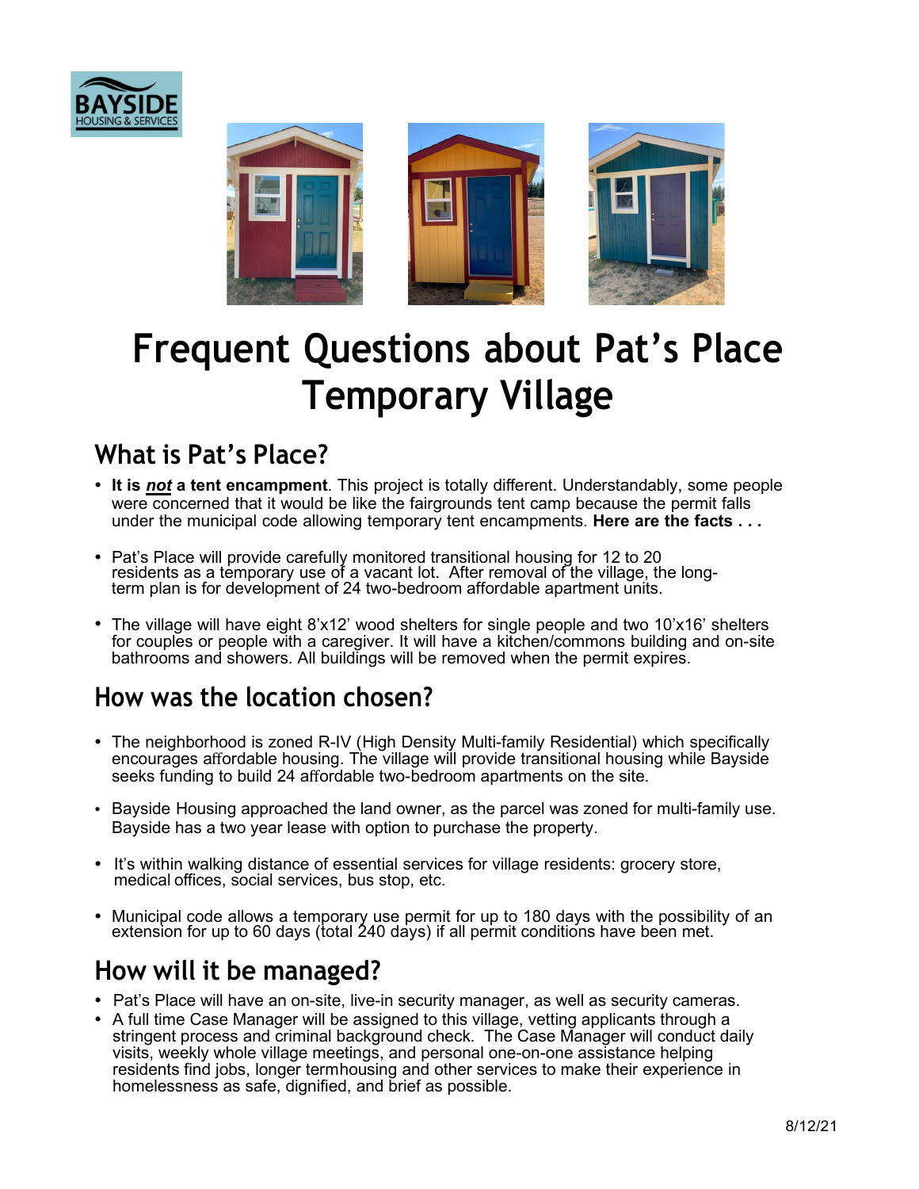# Frequent Questions about Pat's Place Temporary Village

## What is Pat's Place?

- **It is *not* a tent encampment**. This project is totally different. Understandably, some people were concerned that it would be like the fairgrounds tent camp because the permit falls under the municipal code allowing temporary tent encampments. **Here are the facts . . .**

- Pat's Place will provide carefully monitored transitional housing for 12 to 20 residents as a temporary use of a vacant lot. After removal of the village, the long-term plan is for development of 24 two-bedroom affordable apartment units.

- The village will have eight 8'x12' wood shelters for single people and two 10'x16' shelters for couples or people with a caregiver. It will have a kitchen/commons building and on-site bathrooms and showers. All buildings will be removed when the permit expires.

## How was the location chosen?

- The neighborhood is zoned R-IV (High Density Multi-family Residential) which specifically encourages affordable housing. The village will provide transitional housing while Bayside seeks funding to build 24 affordable two-bedroom apartments on the site.

- Bayside Housing approached the land owner, as the parcel was zoned for multi-family use. Bayside has a two year lease with option to purchase the property.

- It's within walking distance of essential services for village residents: grocery store, medical offices, social services, bus stop, etc.

- Municipal code allows a temporary use permit for up to 180 days with the possibility of an extension for up to 60 days (total 240 days) if all permit conditions have been met.

## How will it be managed?

- Pat's Place will have an on-site, live-in security manager, as well as security cameras.
- A full time Case Manager will be assigned to this village, vetting applicants through a stringent process and criminal background check. The Case Manager will conduct daily visits, weekly whole village meetings, and personal one-on-one assistance helping residents find jobs, longer termhousing and other services to make their experience in homelessness as safe, dignified, and brief as possible.

8/12/21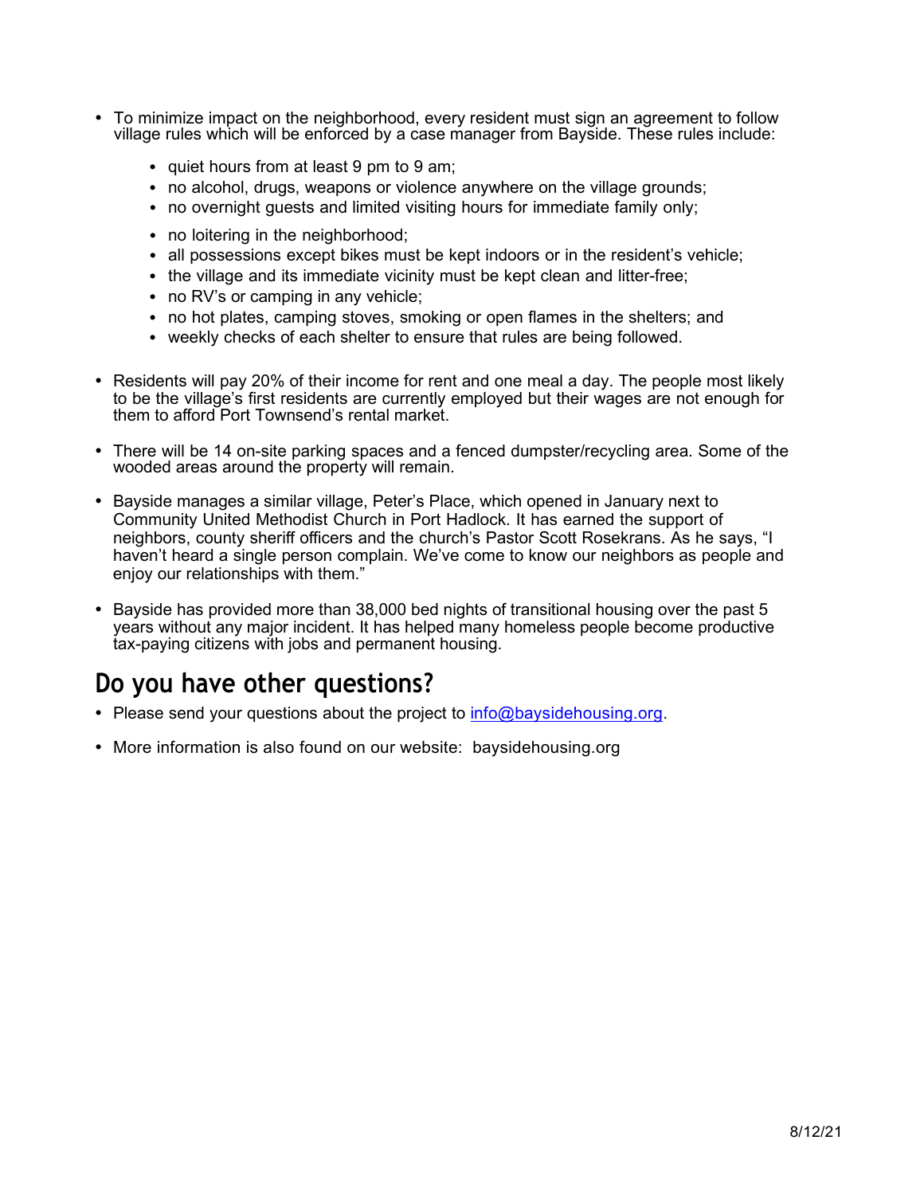- To minimize impact on the neighborhood, every resident must sign an agreement to follow village rules which will be enforced by a case manager from Bayside. These rules include:
  - quiet hours from at least 9 pm to 9 am;
  - no alcohol, drugs, weapons or violence anywhere on the village grounds;
  - no overnight guests and limited visiting hours for immediate family only;
  - no loitering in the neighborhood;
  - all possessions except bikes must be kept indoors or in the resident's vehicle;
  - the village and its immediate vicinity must be kept clean and litter-free;
  - no RV's or camping in any vehicle;
  - no hot plates, camping stoves, smoking or open flames in the shelters; and
  - weekly checks of each shelter to ensure that rules are being followed.

- Residents will pay 20% of their income for rent and one meal a day. The people most likely to be the village's first residents are currently employed but their wages are not enough for them to afford Port Townsend's rental market.

- There will be 14 on-site parking spaces and a fenced dumpster/recycling area. Some of the wooded areas around the property will remain.

- Bayside manages a similar village, Peter's Place, which opened in January next to Community United Methodist Church in Port Hadlock. It has earned the support of neighbors, county sheriff officers and the church's Pastor Scott Rosekrans. As he says, "I haven't heard a single person complain. We've come to know our neighbors as people and enjoy our relationships with them."

- Bayside has provided more than 38,000 bed nights of transitional housing over the past 5 years without any major incident. It has helped many homeless people become productive tax-paying citizens with jobs and permanent housing.

## Do you have other questions?

- Please send your questions about the project to info@baysidehousing.org.

- More information is also found on our website: baysidehousing.org

8/12/21